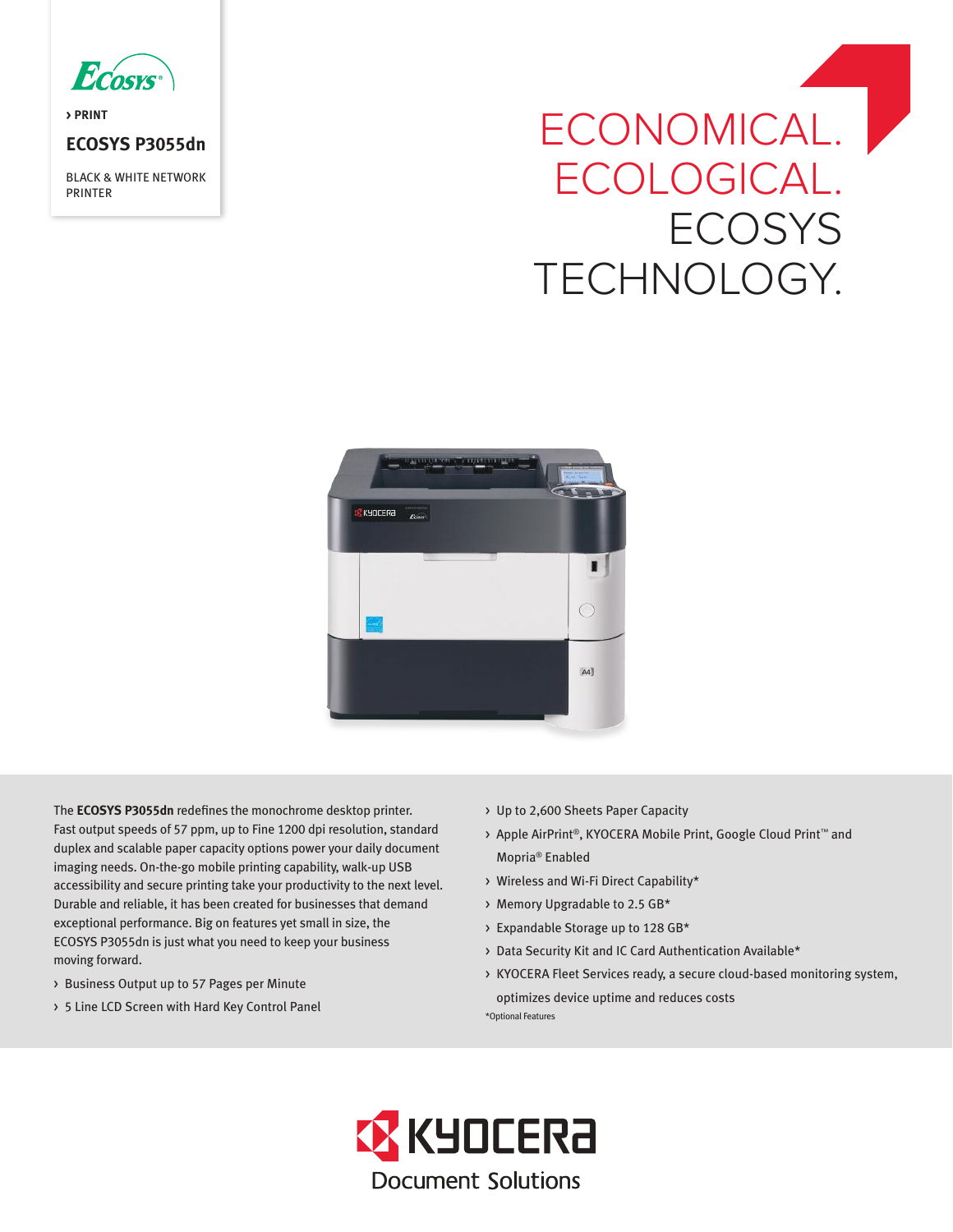Ecosys®

› PRINT

# ECOSYS P3055dn

BLACK & WHITE NETWORK PRINTER

## ECONOMICAL. ECOLOGICAL. ECOSYS TECHNOLOGY.

The **ECOSYS P3055dn** redefines the monochrome desktop printer. Fast output speeds of 57 ppm, up to Fine 1200 dpi resolution, standard duplex and scalable paper capacity options power your daily document imaging needs. On-the-go mobile printing capability, walk-up USB accessibility and secure printing take your productivity to the next level. Durable and reliable, it has been created for businesses that demand exceptional performance. Big on features yet small in size, the ECOSYS P3055dn is just what you need to keep your business moving forward.

- Business Output up to 57 Pages per Minute
- 5 Line LCD Screen with Hard Key Control Panel
- Up to 2,600 Sheets Paper Capacity
- Apple AirPrint®, KYOCERA Mobile Print, Google Cloud Print™ and Mopria® Enabled
- Wireless and Wi-Fi Direct Capability*
- Memory Upgradable to 2.5 GB*
- Expandable Storage up to 128 GB*
- Data Security Kit and IC Card Authentication Available*
- KYOCERA Fleet Services ready, a secure cloud-based monitoring system, optimizes device uptime and reduces costs

*Optional Features

KYOCERA Document Solutions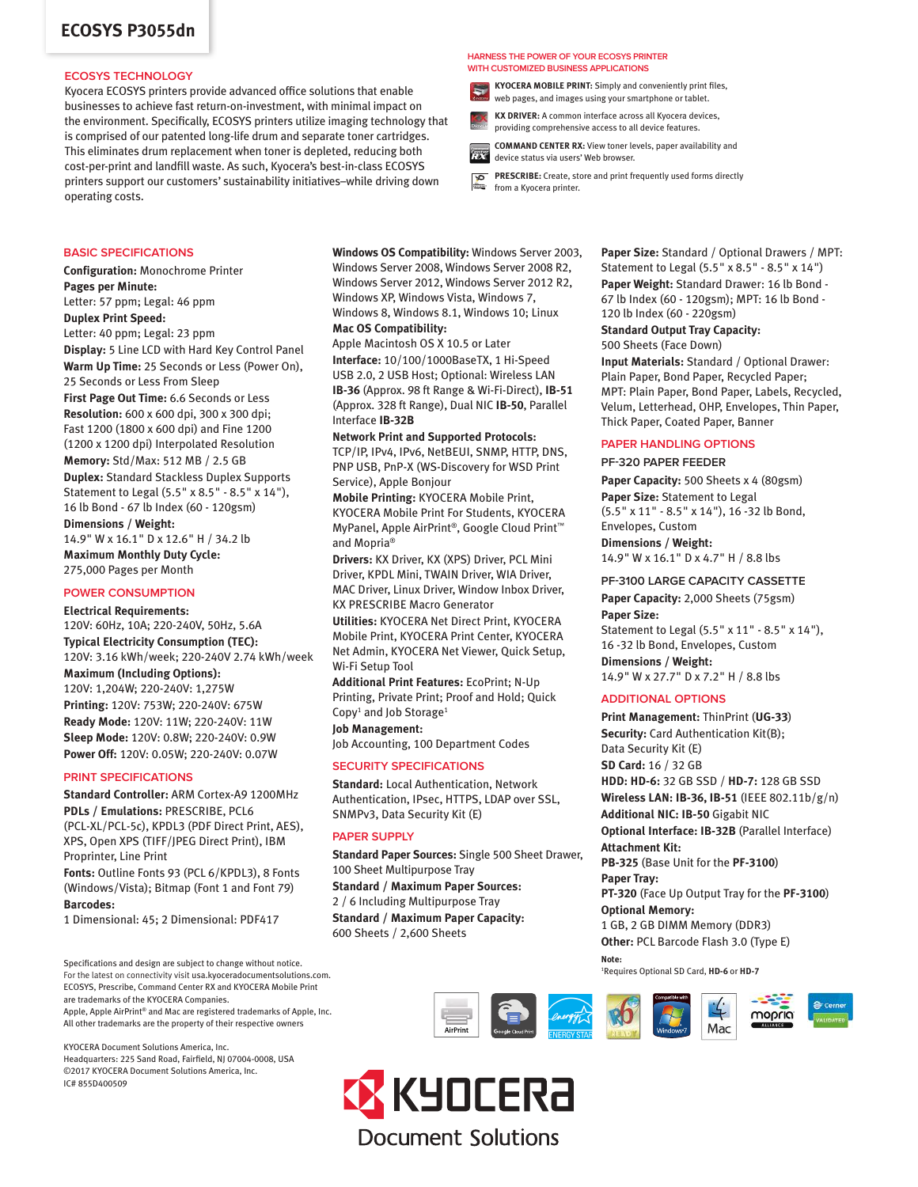# ECOSYS P3055dn

## ECOSYS TECHNOLOGY

Kyocera ECOSYS printers provide advanced office solutions that enable businesses to achieve fast return-on-investment, with minimal impact on the environment. Specifically, ECOSYS printers utilize imaging technology that is comprised of our patented long-life drum and separate toner cartridges. This eliminates drum replacement when toner is depleted, reducing both cost-per-print and landfill waste. As such, Kyocera's best-in-class ECOSYS printers support our customers' sustainability initiatives–while driving down operating costs.

## HARNESS THE POWER OF YOUR ECOSYS PRINTER WITH CUSTOMIZED BUSINESS APPLICATIONS

**KYOCERA MOBILE PRINT:** Simply and conveniently print files, web pages, and images using your smartphone or tablet.

**KX DRIVER:** A common interface across all Kyocera devices, providing comprehensive access to all device features.

**COMMAND CENTER RX:** View toner levels, paper availability and device status via users' Web browser.

**PRESCRIBE:** Create, store and print frequently used forms directly from a Kyocera printer.

## BASIC SPECIFICATIONS

**Configuration:** Monochrome Printer
**Pages per Minute:**
Letter: 57 ppm; Legal: 46 ppm
**Duplex Print Speed:**
Letter: 40 ppm; Legal: 23 ppm
**Display:** 5 Line LCD with Hard Key Control Panel
**Warm Up Time:** 25 Seconds or Less (Power On), 25 Seconds or Less From Sleep
**First Page Out Time:** 6.6 Seconds or Less
**Resolution:** 600 x 600 dpi, 300 x 300 dpi; Fast 1200 (1800 x 600 dpi) and Fine 1200 (1200 x 1200 dpi) Interpolated Resolution
**Memory:** Std/Max: 512 MB / 2.5 GB
**Duplex:** Standard Stackless Duplex Supports Statement to Legal (5.5" x 8.5" - 8.5" x 14"), 16 lb Bond - 67 lb Index (60 - 120gsm)
**Dimensions / Weight:**
14.9" W x 16.1" D x 12.6" H / 34.2 lb
**Maximum Monthly Duty Cycle:**
275,000 Pages per Month

## POWER CONSUMPTION

**Electrical Requirements:**
120V: 60Hz, 10A; 220-240V, 50Hz, 5.6A
**Typical Electricity Consumption (TEC):**
120V: 3.16 kWh/week; 220-240V 2.74 kWh/week
**Maximum (Including Options):**
120V: 1,204W; 220-240V: 1,275W
**Printing:** 120V: 753W; 220-240V: 675W
**Ready Mode:** 120V: 11W; 220-240V: 11W
**Sleep Mode:** 120V: 0.8W; 220-240V: 0.9W
**Power Off:** 120V: 0.05W; 220-240V: 0.07W

## PRINT SPECIFICATIONS

**Standard Controller:** ARM Cortex-A9 1200MHz
**PDLs / Emulations:** PRESCRIBE, PCL6 (PCL-XL/PCL-5c), KPDL3 (PDF Direct Print, AES), XPS, Open XPS (TIFF/JPEG Direct Print), IBM Proprinter, Line Print
**Fonts:** Outline Fonts 93 (PCL 6/KPDL3), 8 Fonts (Windows/Vista); Bitmap (Font 1 and Font 79)
**Barcodes:**
1 Dimensional: 45; 2 Dimensional: PDF417

**Windows OS Compatibility:** Windows Server 2003, Windows Server 2008, Windows Server 2008 R2, Windows Server 2012, Windows Server 2012 R2, Windows XP, Windows Vista, Windows 7, Windows 8, Windows 8.1, Windows 10; Linux
**Mac OS Compatibility:**
Apple Macintosh OS X 10.5 or Later
**Interface:** 10/100/1000BaseTX, 1 Hi-Speed USB 2.0, 2 USB Host; Optional: Wireless LAN **IB-36** (Approx. 98 ft Range & Wi-Fi-Direct), **IB-51** (Approx. 328 ft Range), Dual NIC **IB-50**, Parallel Interface **IB-32B**
**Network Print and Supported Protocols:**
TCP/IP, IPv4, IPv6, NetBEUI, SNMP, HTTP, DNS, PNP USB, PnP-X (WS-Discovery for WSD Print Service), Apple Bonjour
**Mobile Printing:** KYOCERA Mobile Print, KYOCERA Mobile Print For Students, KYOCERA MyPanel, Apple AirPrint®, Google Cloud Print™ and Mopria®
**Drivers:** KX Driver, KX (XPS) Driver, PCL Mini Driver, KPDL Mini, TWAIN Driver, WIA Driver, MAC Driver, Linux Driver, Window Inbox Driver, KX PRESCRIBE Macro Generator
**Utilities:** KYOCERA Net Direct Print, KYOCERA Mobile Print, KYOCERA Print Center, KYOCERA Net Admin, KYOCERA Net Viewer, Quick Setup, Wi-Fi Setup Tool
**Additional Print Features:** EcoPrint; N-Up Printing, Private Print; Proof and Hold; Quick Copy[1] and Job Storage[1]
**Job Management:**
Job Accounting, 100 Department Codes

## SECURITY SPECIFICATIONS

**Standard:** Local Authentication, Network Authentication, IPsec, HTTPS, LDAP over SSL, SNMPv3, Data Security Kit (E)

## PAPER SUPPLY

**Standard Paper Sources:** Single 500 Sheet Drawer, 100 Sheet Multipurpose Tray
**Standard / Maximum Paper Sources:**
2 / 6 Including Multipurpose Tray
**Standard / Maximum Paper Capacity:**
600 Sheets / 2,600 Sheets

**Paper Size:** Standard / Optional Drawers / MPT: Statement to Legal (5.5" x 8.5" - 8.5" x 14")
**Paper Weight:** Standard Drawer: 16 lb Bond - 67 lb Index (60 - 120gsm); MPT: 16 lb Bond - 120 lb Index (60 - 220gsm)
**Standard Output Tray Capacity:**
500 Sheets (Face Down)
**Input Materials:** Standard / Optional Drawer: Plain Paper, Bond Paper, Recycled Paper; MPT: Plain Paper, Bond Paper, Labels, Recycled, Velum, Letterhead, OHP, Envelopes, Thin Paper, Thick Paper, Coated Paper, Banner

## PAPER HANDLING OPTIONS

### PF-320 PAPER FEEDER

**Paper Capacity:** 500 Sheets x 4 (80gsm)
**Paper Size:** Statement to Legal (5.5" x 11" - 8.5" x 14"), 16 -32 lb Bond, Envelopes, Custom
**Dimensions / Weight:**
14.9" W x 16.1" D x 4.7" H / 8.8 lbs

### PF-3100 LARGE CAPACITY CASSETTE

**Paper Capacity:** 2,000 Sheets (75gsm)
**Paper Size:**
Statement to Legal (5.5" x 11" - 8.5" x 14"), 16 -32 lb Bond, Envelopes, Custom
**Dimensions / Weight:**
14.9" W x 27.7" D x 7.2" H / 8.8 lbs

## ADDITIONAL OPTIONS

**Print Management:** ThinPrint (**UG-33**)
**Security:** Card Authentication Kit(B); Data Security Kit (E)
**SD Card:** 16 / 32 GB
**HDD: HD-6:** 32 GB SSD / **HD-7:** 128 GB SSD
**Wireless LAN: IB-36, IB-51** (IEEE 802.11b/g/n)
**Additional NIC: IB-50** Gigabit NIC
**Optional Interface: IB-32B** (Parallel Interface)
**Attachment Kit:**
**PB-325** (Base Unit for the **PF-3100**)
**Paper Tray:**
**PT-320** (Face Up Output Tray for the **PF-3100**)
**Optional Memory:**
1 GB, 2 GB DIMM Memory (DDR3)
**Other:** PCL Barcode Flash 3.0 (Type E)

**Note:**
[1]Requires Optional SD Card, **HD-6** or **HD-7**

Specifications and design are subject to change without notice.
For the latest on connectivity visit usa.kyoceradocumentsolutions.com.
ECOSYS, Prescribe, Command Center RX and KYOCERA Mobile Print are trademarks of the KYOCERA Companies.
Apple, Apple AirPrint® and Mac are registered trademarks of Apple, Inc.
All other trademarks are the property of their respective owners

KYOCERA Document Solutions America, Inc.
Headquarters: 225 Sand Road, Fairfield, NJ 07004-0008, USA
©2017 KYOCERA Document Solutions America, Inc.
IC# 855D400509

KYOCERA Document Solutions